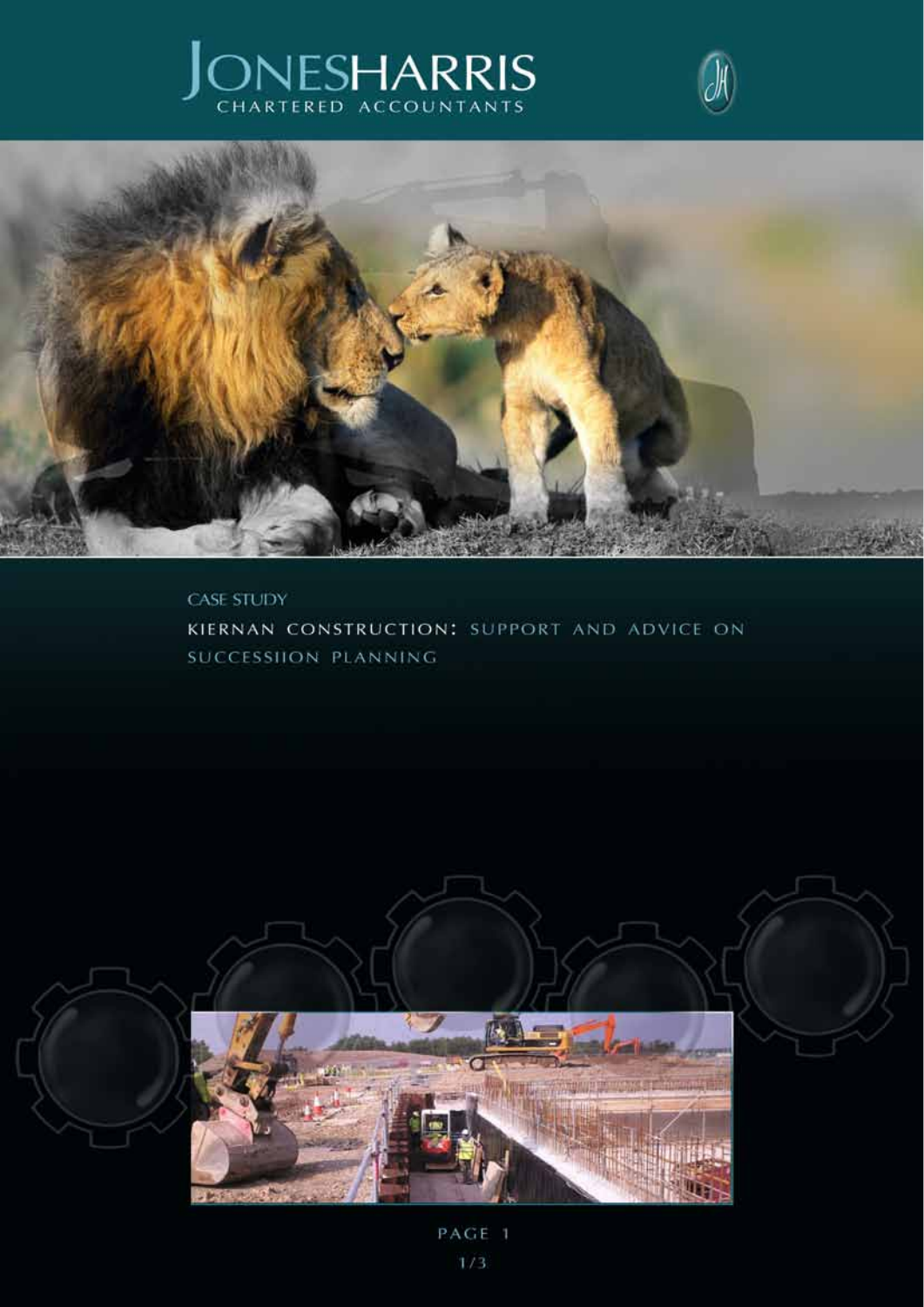# JONESHARRIS

CHARTERED ACCOUNTANTS

CASE STUDY

## KIERNAN CONSTRUCTION: SUPPORT AND ADVICE ON SUCCESSIION PLANNING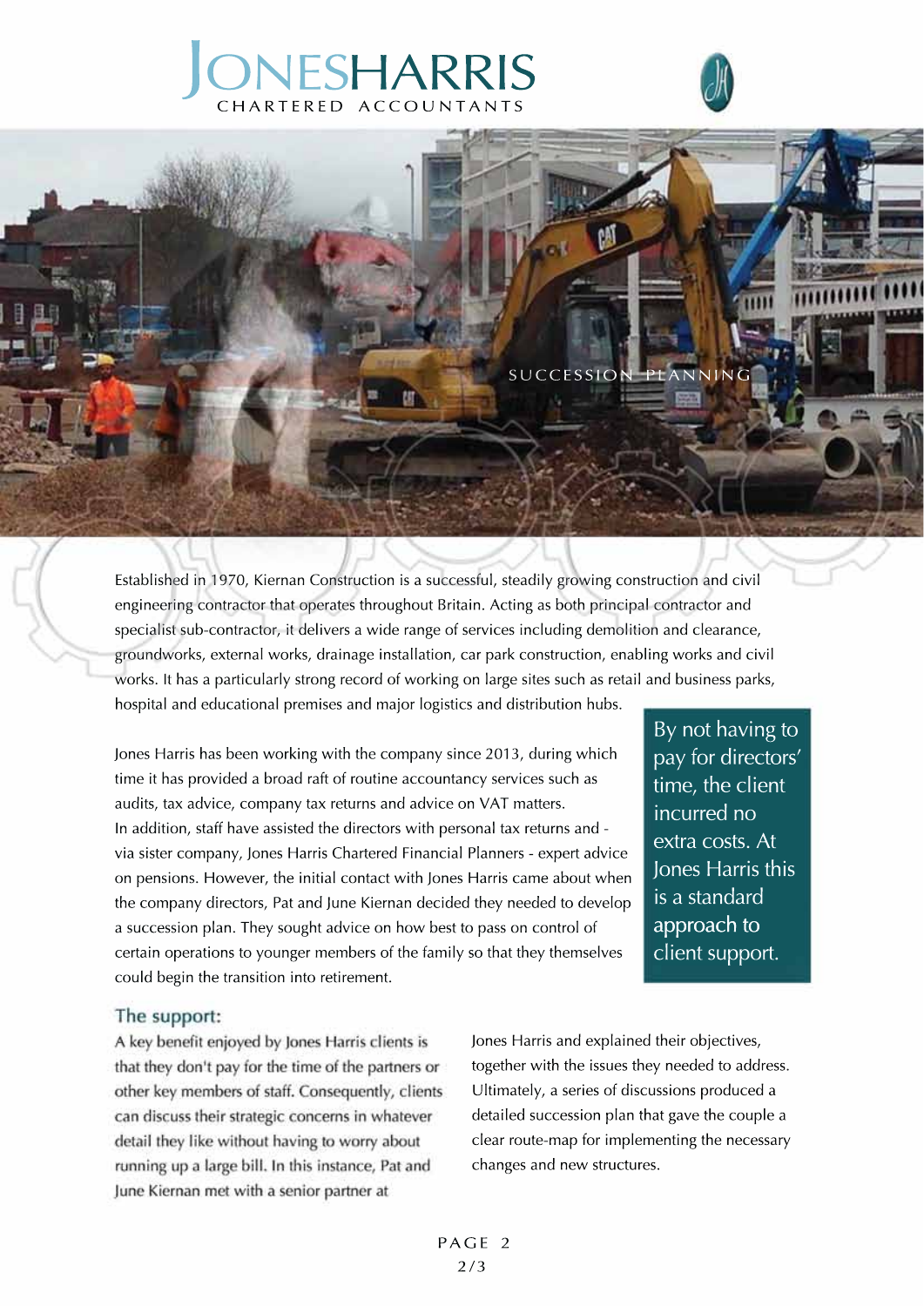# JONESHARRIS

CHARTERED ACCOUNTANTS

SUCCESSION PLANNING

Established in 1970, Kiernan Construction is a successful, steadily growing construction and civil engineering contractor that operates throughout Britain. Acting as both principal contractor and specialist sub-contractor, it delivers a wide range of services including demolition and clearance, groundworks, external works, drainage installation, car park construction, enabling works and civil works. It has a particularly strong record of working on large sites such as retail and business parks, hospital and educational premises and major logistics and distribution hubs.

Jones Harris has been working with the company since 2013, during which time it has provided a broad raft of routine accountancy services such as audits, tax advice, company tax returns and advice on VAT matters. In addition, staff have assisted the directors with personal tax returns and - via sister company, Jones Harris Chartered Financial Planners - expert advice on pensions. However, the initial contact with Jones Harris came about when the company directors, Pat and June Kiernan decided they needed to develop a succession plan. They sought advice on how best to pass on control of certain operations to younger members of the family so that they themselves could begin the transition into retirement.

> By not having to pay for directors' time, the client incurred no extra costs. At Jones Harris this is a standard approach to client support.

## The support:

A key benefit enjoyed by Jones Harris clients is that they don't pay for the time of the partners or other key members of staff. Consequently, clients can discuss their strategic concerns in whatever detail they like without having to worry about running up a large bill. In this instance, Pat and June Kiernan met with a senior partner at Jones Harris and explained their objectives, together with the issues they needed to address. Ultimately, a series of discussions produced a detailed succession plan that gave the couple a clear route-map for implementing the necessary changes and new structures.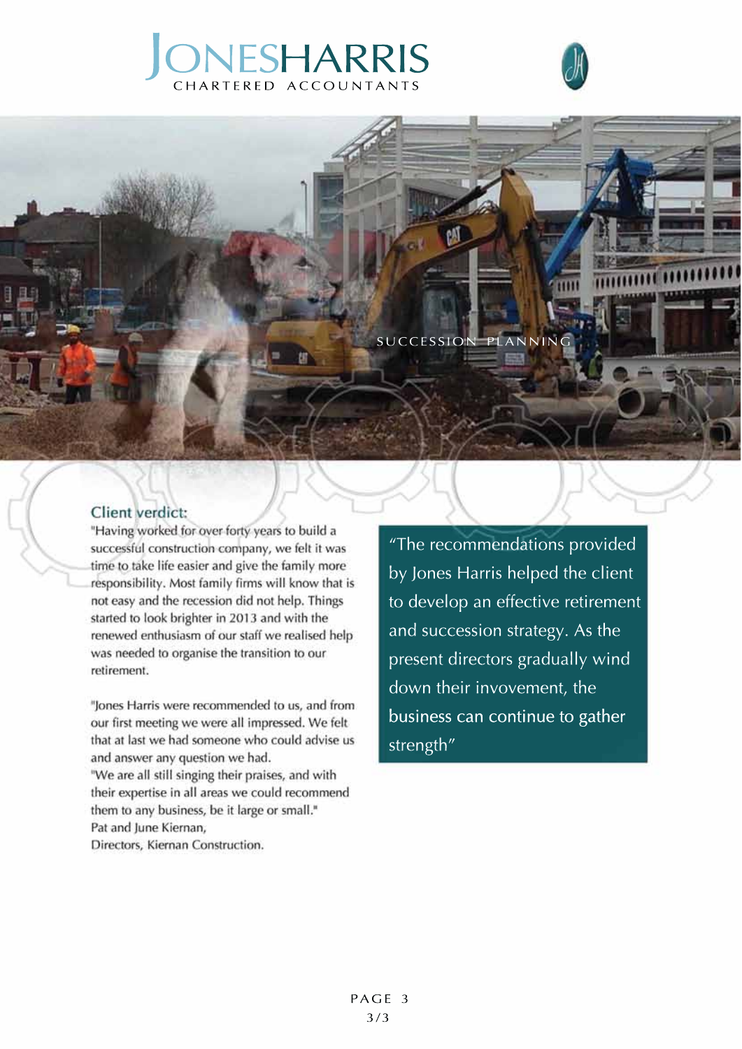# JONESHARRIS

CHARTERED ACCOUNTANTS

SUCCESSION PLANNING

## Client verdict:

"Having worked for over forty years to build a successful construction company, we felt it was time to take life easier and give the family more responsibility. Most family firms will know that is not easy and the recession did not help. Things started to look brighter in 2013 and with the renewed enthusiasm of our staff we realised help was needed to organise the transition to our retirement.

"Jones Harris were recommended to us, and from our first meeting we were all impressed. We felt that at last we had someone who could advise us and answer any question we had.

"We are all still singing their praises, and with their expertise in all areas we could recommend them to any business, be it large or small."

Pat and June Kiernan,
Directors, Kiernan Construction.

"The recommendations provided by Jones Harris helped the client to develop an effective retirement and succession strategy. As the present directors gradually wind down their invovement, the business can continue to gather strength"